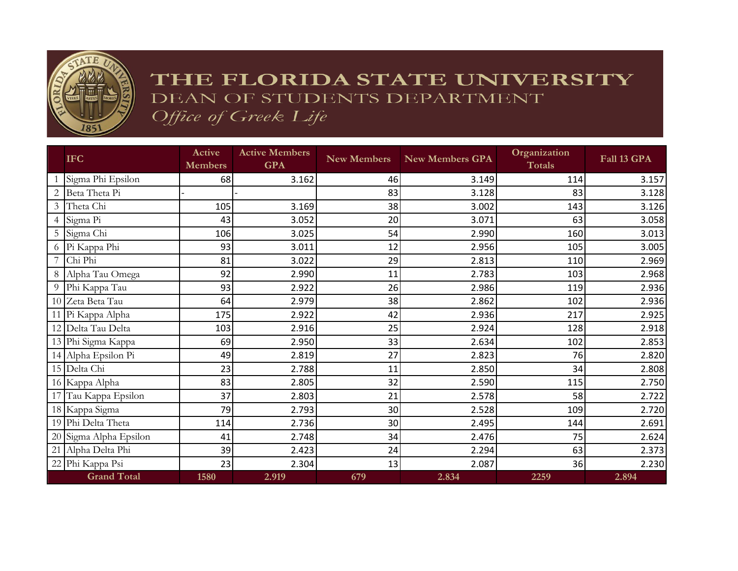# THE FLORIDA STATE UNIVERSITY

## DEAN OF STUDENTS DEPARTMENT

*Office of Greek Life*

| | IFC | Active Members | Active Members GPA | New Members | New Members GPA | Organization Totals | Fall 13 GPA |
|---|---|---|---|---|---|---|---|
| 1 | Sigma Phi Epsilon | 68 | 3.162 | 46 | 3.149 | 114 | 3.157 |
| 2 | Beta Theta Pi | - | - | 83 | 3.128 | 83 | 3.128 |
| 3 | Theta Chi | 105 | 3.169 | 38 | 3.002 | 143 | 3.126 |
| 4 | Sigma Pi | 43 | 3.052 | 20 | 3.071 | 63 | 3.058 |
| 5 | Sigma Chi | 106 | 3.025 | 54 | 2.990 | 160 | 3.013 |
| 6 | Pi Kappa Phi | 93 | 3.011 | 12 | 2.956 | 105 | 3.005 |
| 7 | Chi Phi | 81 | 3.022 | 29 | 2.813 | 110 | 2.969 |
| 8 | Alpha Tau Omega | 92 | 2.990 | 11 | 2.783 | 103 | 2.968 |
| 9 | Phi Kappa Tau | 93 | 2.922 | 26 | 2.986 | 119 | 2.936 |
| 10 | Zeta Beta Tau | 64 | 2.979 | 38 | 2.862 | 102 | 2.936 |
| 11 | Pi Kappa Alpha | 175 | 2.922 | 42 | 2.936 | 217 | 2.925 |
| 12 | Delta Tau Delta | 103 | 2.916 | 25 | 2.924 | 128 | 2.918 |
| 13 | Phi Sigma Kappa | 69 | 2.950 | 33 | 2.634 | 102 | 2.853 |
| 14 | Alpha Epsilon Pi | 49 | 2.819 | 27 | 2.823 | 76 | 2.820 |
| 15 | Delta Chi | 23 | 2.788 | 11 | 2.850 | 34 | 2.808 |
| 16 | Kappa Alpha | 83 | 2.805 | 32 | 2.590 | 115 | 2.750 |
| 17 | Tau Kappa Epsilon | 37 | 2.803 | 21 | 2.578 | 58 | 2.722 |
| 18 | Kappa Sigma | 79 | 2.793 | 30 | 2.528 | 109 | 2.720 |
| 19 | Phi Delta Theta | 114 | 2.736 | 30 | 2.495 | 144 | 2.691 |
| 20 | Sigma Alpha Epsilon | 41 | 2.748 | 34 | 2.476 | 75 | 2.624 |
| 21 | Alpha Delta Phi | 39 | 2.423 | 24 | 2.294 | 63 | 2.373 |
| 22 | Phi Kappa Psi | 23 | 2.304 | 13 | 2.087 | 36 | 2.230 |
| | **Grand Total** | **1580** | **2.919** | **679** | **2.834** | **2259** | **2.894** |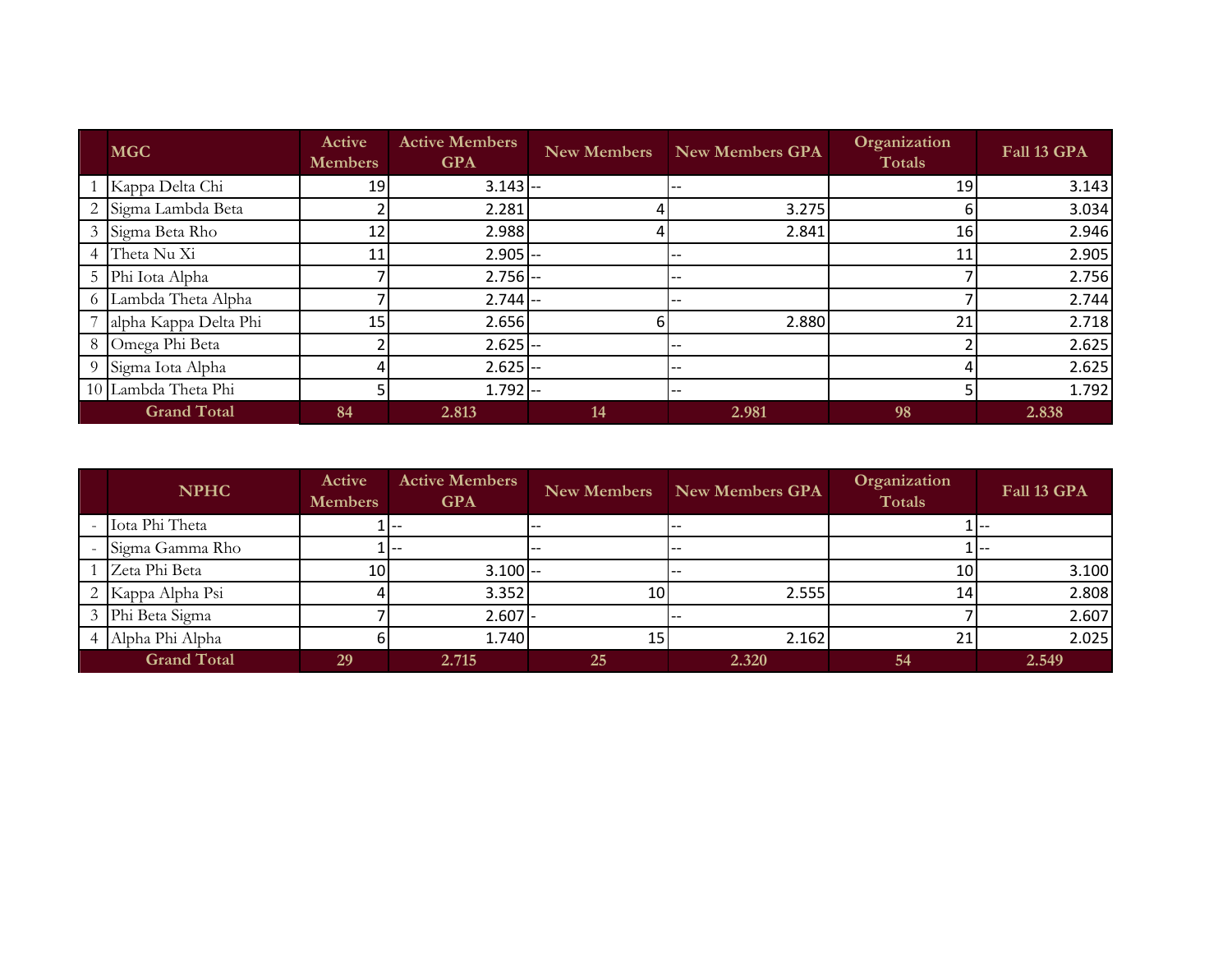| | MGC | Active Members | Active Members GPA | New Members | New Members GPA | Organization Totals | Fall 13 GPA |
|---|---|---|---|---|---|---|---|
| 1 | Kappa Delta Chi | 19 | 3.143 | -- | -- | 19 | 3.143 |
| 2 | Sigma Lambda Beta | 2 | 2.281 | 4 | 3.275 | 6 | 3.034 |
| 3 | Sigma Beta Rho | 12 | 2.988 | 4 | 2.841 | 16 | 2.946 |
| 4 | Theta Nu Xi | 11 | 2.905 | -- | -- | 11 | 2.905 |
| 5 | Phi Iota Alpha | 7 | 2.756 | -- | -- | 7 | 2.756 |
| 6 | Lambda Theta Alpha | 7 | 2.744 | -- | -- | 7 | 2.744 |
| 7 | alpha Kappa Delta Phi | 15 | 2.656 | 6 | 2.880 | 21 | 2.718 |
| 8 | Omega Phi Beta | 2 | 2.625 | -- | -- | 2 | 2.625 |
| 9 | Sigma Iota Alpha | 4 | 2.625 | -- | -- | 4 | 2.625 |
| 10 | Lambda Theta Phi | 5 | 1.792 | -- | -- | 5 | 1.792 |
| | Grand Total | 84 | 2.813 | 14 | 2.981 | 98 | 2.838 |

| | NPHC | Active Members | Active Members GPA | New Members | New Members GPA | Organization Totals | Fall 13 GPA |
|---|---|---|---|---|---|---|---|
| - | Iota Phi Theta | 1 | -- | -- | -- | 1 | -- |
| - | Sigma Gamma Rho | 1 | -- | -- | -- | 1 | -- |
| 1 | Zeta Phi Beta | 10 | 3.100 | -- | -- | 10 | 3.100 |
| 2 | Kappa Alpha Psi | 4 | 3.352 | 10 | 2.555 | 14 | 2.808 |
| 3 | Phi Beta Sigma | 7 | 2.607 | - | -- | 7 | 2.607 |
| 4 | Alpha Phi Alpha | 6 | 1.740 | 15 | 2.162 | 21 | 2.025 |
| | Grand Total | 29 | 2.715 | 25 | 2.320 | 54 | 2.549 |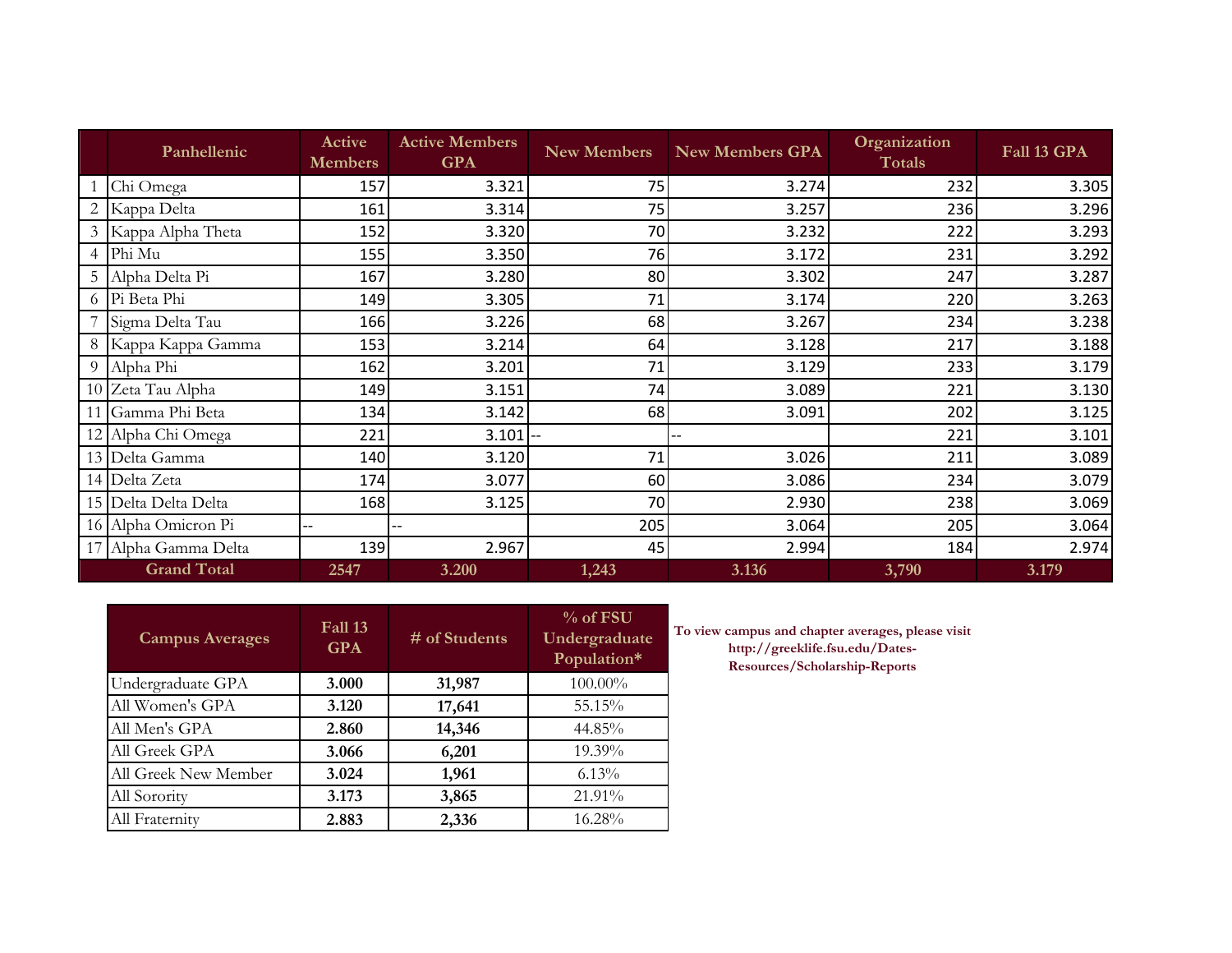| | Panhellenic | Active Members | Active Members GPA | New Members | New Members GPA | Organization Totals | Fall 13 GPA |
|---|---|---|---|---|---|---|---|
| 1 | Chi Omega | 157 | 3.321 | 75 | 3.274 | 232 | 3.305 |
| 2 | Kappa Delta | 161 | 3.314 | 75 | 3.257 | 236 | 3.296 |
| 3 | Kappa Alpha Theta | 152 | 3.320 | 70 | 3.232 | 222 | 3.293 |
| 4 | Phi Mu | 155 | 3.350 | 76 | 3.172 | 231 | 3.292 |
| 5 | Alpha Delta Pi | 167 | 3.280 | 80 | 3.302 | 247 | 3.287 |
| 6 | Pi Beta Phi | 149 | 3.305 | 71 | 3.174 | 220 | 3.263 |
| 7 | Sigma Delta Tau | 166 | 3.226 | 68 | 3.267 | 234 | 3.238 |
| 8 | Kappa Kappa Gamma | 153 | 3.214 | 64 | 3.128 | 217 | 3.188 |
| 9 | Alpha Phi | 162 | 3.201 | 71 | 3.129 | 233 | 3.179 |
| 10 | Zeta Tau Alpha | 149 | 3.151 | 74 | 3.089 | 221 | 3.130 |
| 11 | Gamma Phi Beta | 134 | 3.142 | 68 | 3.091 | 202 | 3.125 |
| 12 | Alpha Chi Omega | 221 | 3.101 | -- | -- | 221 | 3.101 |
| 13 | Delta Gamma | 140 | 3.120 | 71 | 3.026 | 211 | 3.089 |
| 14 | Delta Zeta | 174 | 3.077 | 60 | 3.086 | 234 | 3.079 |
| 15 | Delta Delta Delta | 168 | 3.125 | 70 | 2.930 | 238 | 3.069 |
| 16 | Alpha Omicron Pi | -- | -- | 205 | 3.064 | 205 | 3.064 |
| 17 | Alpha Gamma Delta | 139 | 2.967 | 45 | 2.994 | 184 | 2.974 |
| | **Grand Total** | **2547** | **3.200** | **1,243** | **3.136** | **3,790** | **3.179** |

| Campus Averages | Fall 13 GPA | # of Students | % of FSU Undergraduate Population* |
|---|---|---|---|
| Undergraduate GPA | **3.000** | **31,987** | 100.00% |
| All Women's GPA | **3.120** | **17,641** | 55.15% |
| All Men's GPA | **2.860** | **14,346** | 44.85% |
| All Greek GPA | **3.066** | **6,201** | 19.39% |
| All Greek New Member | **3.024** | **1,961** | 6.13% |
| All Sorority | **3.173** | **3,865** | 21.91% |
| All Fraternity | **2.883** | **2,336** | 16.28% |

**To view campus and chapter averages, please visit http://greeklife.fsu.edu/Dates-Resources/Scholarship-Reports**